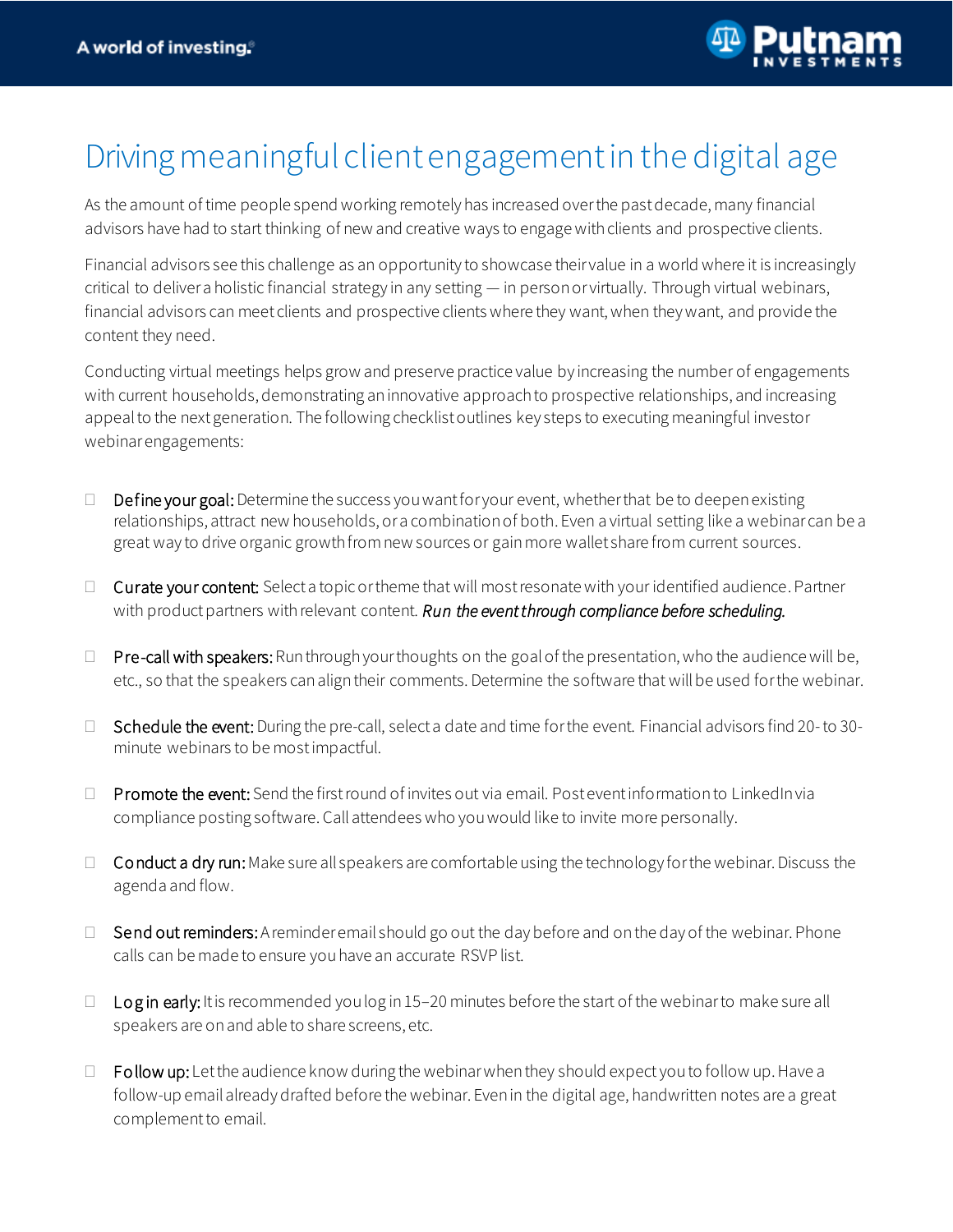# Driving meaningful client engagement in the digital age

As the amount of time people spend working remotely has increased over the past decade, many financial advisors have had to start thinking of new and creative ways to engage with clients and prospective clients.

Financial advisors see this challenge as an opportunity to showcase their value in a world where it is increasingly critical to deliver a holistic financial strategy in any setting — in person or virtually. Through virtual webinars, financial advisors can meet clients and prospective clients where they want, when they want, and provide the content they need.

Conducting virtual meetings helps grow and preserve practice value by increasing the number of engagements with current households, demonstrating an innovative approach to prospective relationships, and increasing appeal to the next generation. The following checklist outlines key steps to executing meaningful investor webinar engagements:

- [ ] **Define your goal:** Determine the success you want for your event, whether that be to deepen existing relationships, attract new households, or a combination of both. Even a virtual setting like a webinar can be a great way to drive organic growth from new sources or gain more wallet share from current sources.

- [ ] **Curate your content:** Select a topic or theme that will most resonate with your identified audience. Partner with product partners with relevant content. *Run the event through compliance before scheduling.*

- [ ] **Pre-call with speakers:** Run through your thoughts on the goal of the presentation, who the audience will be, etc., so that the speakers can align their comments. Determine the software that will be used for the webinar.

- [ ] **Schedule the event:** During the pre-call, select a date and time for the event. Financial advisors find 20- to 30-minute webinars to be most impactful.

- [ ] **Promote the event:** Send the first round of invites out via email. Post event information to LinkedIn via compliance posting software. Call attendees who you would like to invite more personally.

- [ ] **Conduct a dry run:** Make sure all speakers are comfortable using the technology for the webinar. Discuss the agenda and flow.

- [ ] **Send out reminders:** A reminder email should go out the day before and on the day of the webinar. Phone calls can be made to ensure you have an accurate RSVP list.

- [ ] **Log in early:** It is recommended you log in 15–20 minutes before the start of the webinar to make sure all speakers are on and able to share screens, etc.

- [ ] **Follow up:** Let the audience know during the webinar when they should expect you to follow up. Have a follow-up email already drafted before the webinar. Even in the digital age, handwritten notes are a great complement to email.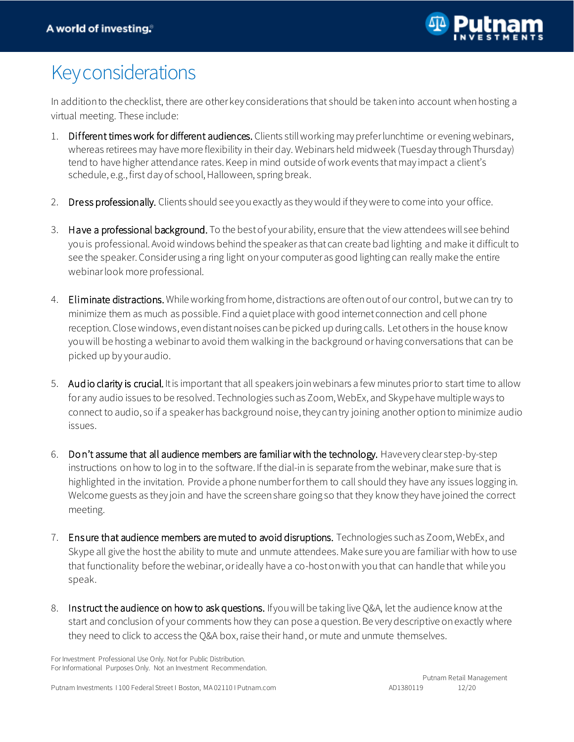# Key considerations

In addition to the checklist, there are other key considerations that should be taken into account when hosting a virtual meeting. These include:

1. **Different times work for different audiences.** Clients still working may prefer lunchtime or evening webinars, whereas retirees may have more flexibility in their day. Webinars held midweek (Tuesday through Thursday) tend to have higher attendance rates. Keep in mind outside of work events that may impact a client's schedule, e.g., first day of school, Halloween, spring break.

2. **Dress professionally.** Clients should see you exactly as they would if they were to come into your office.

3. **Have a professional background.** To the best of your ability, ensure that the view attendees will see behind you is professional. Avoid windows behind the speaker as that can create bad lighting and make it difficult to see the speaker. Consider using a ring light on your computer as good lighting can really make the entire webinar look more professional.

4. **Eliminate distractions.** While working from home, distractions are often out of our control, but we can try to minimize them as much as possible. Find a quiet place with good internet connection and cell phone reception. Close windows, even distant noises can be picked up during calls. Let others in the house know you will be hosting a webinar to avoid them walking in the background or having conversations that can be picked up by your audio.

5. **Audio clarity is crucial.** It is important that all speakers join webinars a few minutes prior to start time to allow for any audio issues to be resolved. Technologies such as Zoom, WebEx, and Skype have multiple ways to connect to audio, so if a speaker has background noise, they can try joining another option to minimize audio issues.

6. **Don't assume that all audience members are familiar with the technology.** Have very clear step-by-step instructions on how to log in to the software. If the dial-in is separate from the webinar, make sure that is highlighted in the invitation. Provide a phone number for them to call should they have any issues logging in. Welcome guests as they join and have the screen share going so that they know they have joined the correct meeting.

7. **Ensure that audience members are muted to avoid disruptions.** Technologies such as Zoom, WebEx, and Skype all give the host the ability to mute and unmute attendees. Make sure you are familiar with how to use that functionality before the webinar, or ideally have a co-host on with you that can handle that while you speak.

8. **Instruct the audience on how to ask questions.** If you will be taking live Q&A, let the audience know at the start and conclusion of your comments how they can pose a question. Be very descriptive on exactly where they need to click to access the Q&A box, raise their hand, or mute and unmute themselves.

For Investment Professional Use Only. Not for Public Distribution.
For Informational Purposes Only. Not an Investment Recommendation.

Putnam Investments I 100 Federal Street I Boston, MA 02110 I Putnam.com

Putnam Retail Management
AD1380119 12/20